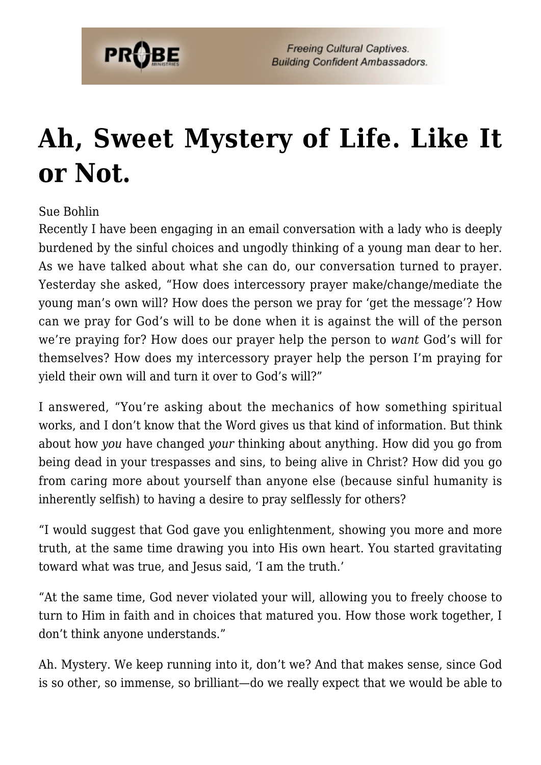# Ah, Sweet Mystery of Life. Like It or Not.

Sue Bohlin

Recently I have been engaging in an email conversation with a lady who is deeply burdened by the sinful choices and ungodly thinking of a young man dear to her. As we have talked about what she can do, our conversation turned to prayer. Yesterday she asked, "How does intercessory prayer make/change/mediate the young man's own will? How does the person we pray for 'get the message'? How can we pray for God's will to be done when it is against the will of the person we're praying for? How does our prayer help the person to *want* God's will for themselves? How does my intercessory prayer help the person I'm praying for yield their own will and turn it over to God's will?"

I answered, "You're asking about the mechanics of how something spiritual works, and I don't know that the Word gives us that kind of information. But think about how *you* have changed *your* thinking about anything. How did you go from being dead in your trespasses and sins, to being alive in Christ? How did you go from caring more about yourself than anyone else (because sinful humanity is inherently selfish) to having a desire to pray selflessly for others?

"I would suggest that God gave you enlightenment, showing you more and more truth, at the same time drawing you into His own heart. You started gravitating toward what was true, and Jesus said, 'I am the truth.'

"At the same time, God never violated your will, allowing you to freely choose to turn to Him in faith and in choices that matured you. How those work together, I don't think anyone understands."

Ah. Mystery. We keep running into it, don't we? And that makes sense, since God is so other, so immense, so brilliant—do we really expect that we would be able to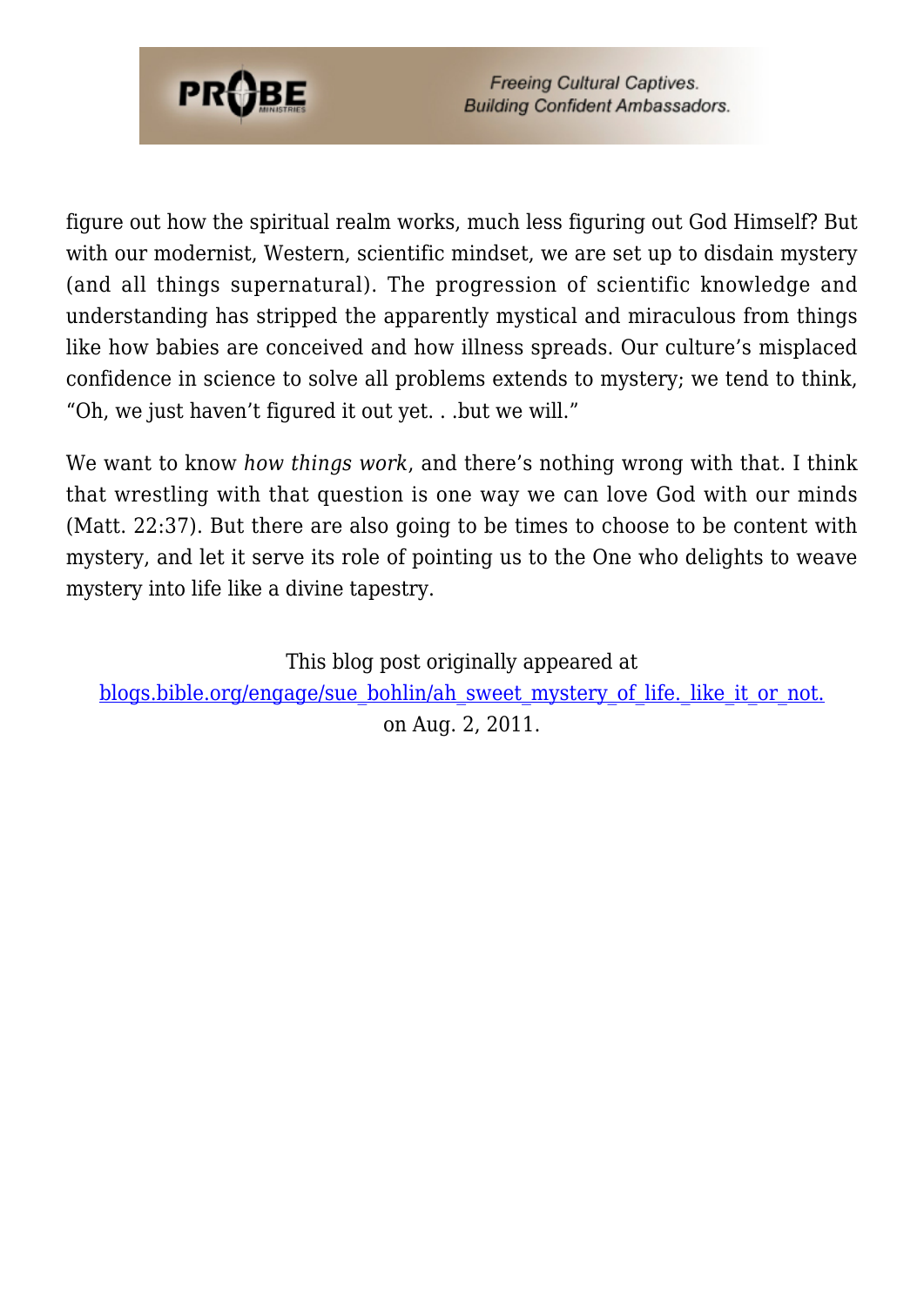figure out how the spiritual realm works, much less figuring out God Himself? But with our modernist, Western, scientific mindset, we are set up to disdain mystery (and all things supernatural). The progression of scientific knowledge and understanding has stripped the apparently mystical and miraculous from things like how babies are conceived and how illness spreads. Our culture's misplaced confidence in science to solve all problems extends to mystery; we tend to think, "Oh, we just haven't figured it out yet. . .but we will."

We want to know *how things work*, and there's nothing wrong with that. I think that wrestling with that question is one way we can love God with our minds (Matt. 22:37). But there are also going to be times to choose to be content with mystery, and let it serve its role of pointing us to the One who delights to weave mystery into life like a divine tapestry.

This blog post originally appeared at
[blogs.bible.org/engage/sue_bohlin/ah_sweet_mystery_of_life._like_it_or_not.](blogs.bible.org/engage/sue_bohlin/ah_sweet_mystery_of_life._like_it_or_not.)
on Aug. 2, 2011.